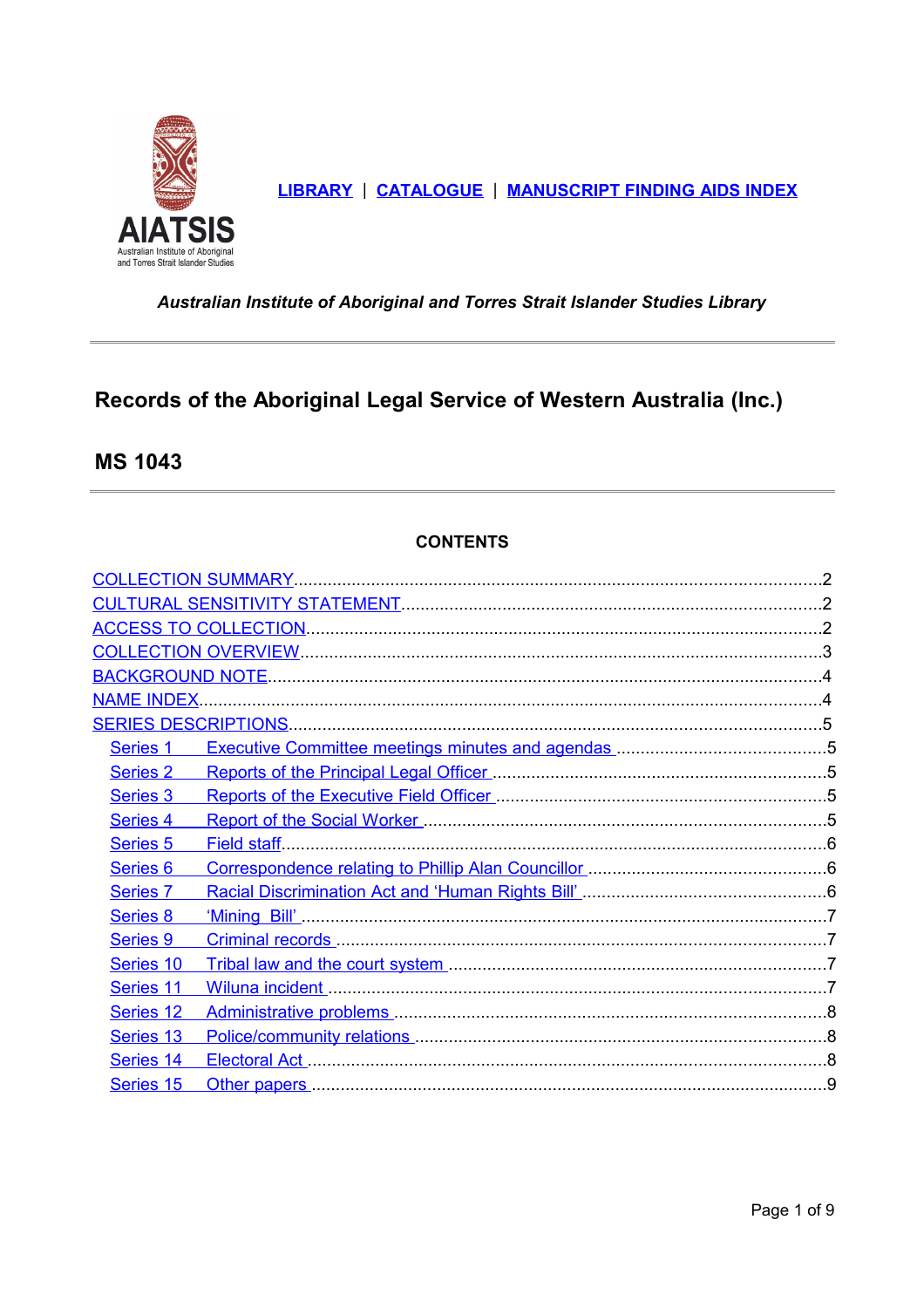AIATSIS
Australian Institute of Aboriginal and Torres Strait Islander Studies

LIBRARY | CATALOGUE | MANUSCRIPT FINDING AIDS INDEX

*Australian Institute of Aboriginal and Torres Strait Islander Studies Library*

---

## Records of the Aboriginal Legal Service of Western Australia (Inc.)

## MS 1043

---

**CONTENTS**

COLLECTION SUMMARY....................2
CULTURAL SENSITIVITY STATEMENT....................2
ACCESS TO COLLECTION....................2
COLLECTION OVERVIEW....................3
BACKGROUND NOTE....................4
NAME INDEX....................4
SERIES DESCRIPTIONS....................5
- Series 1 Executive Committee meetings minutes and agendas....................5
- Series 2 Reports of the Principal Legal Officer....................5
- Series 3 Reports of the Executive Field Officer....................5
- Series 4 Report of the Social Worker....................5
- Series 5 Field staff....................6
- Series 6 Correspondence relating to Phillip Alan Councillor....................6
- Series 7 Racial Discrimination Act and 'Human Rights Bill'....................6
- Series 8 'Mining Bill'....................7
- Series 9 Criminal records....................7
- Series 10 Tribal law and the court system....................7
- Series 11 Wiluna incident....................7
- Series 12 Administrative problems....................8
- Series 13 Police/community relations....................8
- Series 14 Electoral Act....................8
- Series 15 Other papers....................9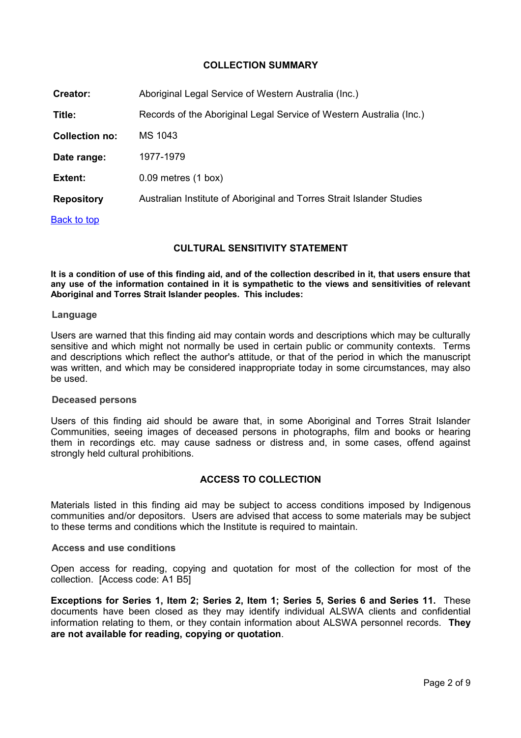## COLLECTION SUMMARY

| | |
|---|---|
| **Creator:** | Aboriginal Legal Service of Western Australia (Inc.) |
| **Title:** | Records of the Aboriginal Legal Service of Western Australia (Inc.) |
| **Collection no:** | MS 1043 |
| **Date range:** | 1977-1979 |
| **Extent:** | 0.09 metres (1 box) |
| **Repository** | Australian Institute of Aboriginal and Torres Strait Islander Studies |

Back to top

## CULTURAL SENSITIVITY STATEMENT

**It is a condition of use of this finding aid, and of the collection described in it, that users ensure that any use of the information contained in it is sympathetic to the views and sensitivities of relevant Aboriginal and Torres Strait Islander peoples. This includes:**

### Language

Users are warned that this finding aid may contain words and descriptions which may be culturally sensitive and which might not normally be used in certain public or community contexts. Terms and descriptions which reflect the author's attitude, or that of the period in which the manuscript was written, and which may be considered inappropriate today in some circumstances, may also be used.

### Deceased persons

Users of this finding aid should be aware that, in some Aboriginal and Torres Strait Islander Communities, seeing images of deceased persons in photographs, film and books or hearing them in recordings etc. may cause sadness or distress and, in some cases, offend against strongly held cultural prohibitions.

## ACCESS TO COLLECTION

Materials listed in this finding aid may be subject to access conditions imposed by Indigenous communities and/or depositors. Users are advised that access to some materials may be subject to these terms and conditions which the Institute is required to maintain.

### Access and use conditions

Open access for reading, copying and quotation for most of the collection for most of the collection. [Access code: A1 B5]

**Exceptions for Series 1, Item 2; Series 2, Item 1; Series 5, Series 6 and Series 11.** These documents have been closed as they may identify individual ALSWA clients and confidential information relating to them, or they contain information about ALSWA personnel records. **They are not available for reading, copying or quotation**.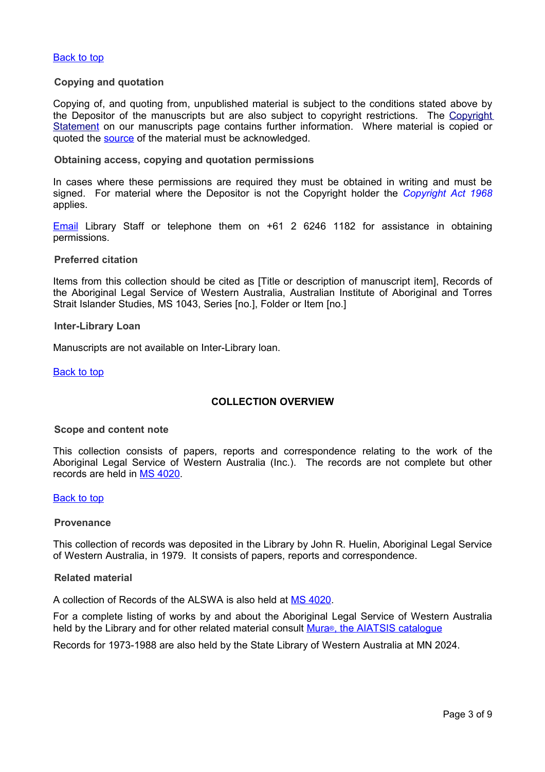Back to top

### Copying and quotation

Copying of, and quoting from, unpublished material is subject to the conditions stated above by the Depositor of the manuscripts but are also subject to copyright restrictions. The Copyright Statement on our manuscripts page contains further information. Where material is copied or quoted the source of the material must be acknowledged.

### Obtaining access, copying and quotation permissions

In cases where these permissions are required they must be obtained in writing and must be signed. For material where the Depositor is not the Copyright holder the *Copyright Act 1968* applies.

Email Library Staff or telephone them on +61 2 6246 1182 for assistance in obtaining permissions.

### Preferred citation

Items from this collection should be cited as [Title or description of manuscript item], Records of the Aboriginal Legal Service of Western Australia, Australian Institute of Aboriginal and Torres Strait Islander Studies, MS 1043, Series [no.], Folder or Item [no.]

### Inter-Library Loan

Manuscripts are not available on Inter-Library loan.

Back to top

## COLLECTION OVERVIEW

### Scope and content note

This collection consists of papers, reports and correspondence relating to the work of the Aboriginal Legal Service of Western Australia (Inc.). The records are not complete but other records are held in MS 4020.

Back to top

### Provenance

This collection of records was deposited in the Library by John R. Huelin, Aboriginal Legal Service of Western Australia, in 1979. It consists of papers, reports and correspondence.

### Related material

A collection of Records of the ALSWA is also held at MS 4020.

For a complete listing of works by and about the Aboriginal Legal Service of Western Australia held by the Library and for other related material consult Mura®, the AIATSIS catalogue

Records for 1973-1988 are also held by the State Library of Western Australia at MN 2024.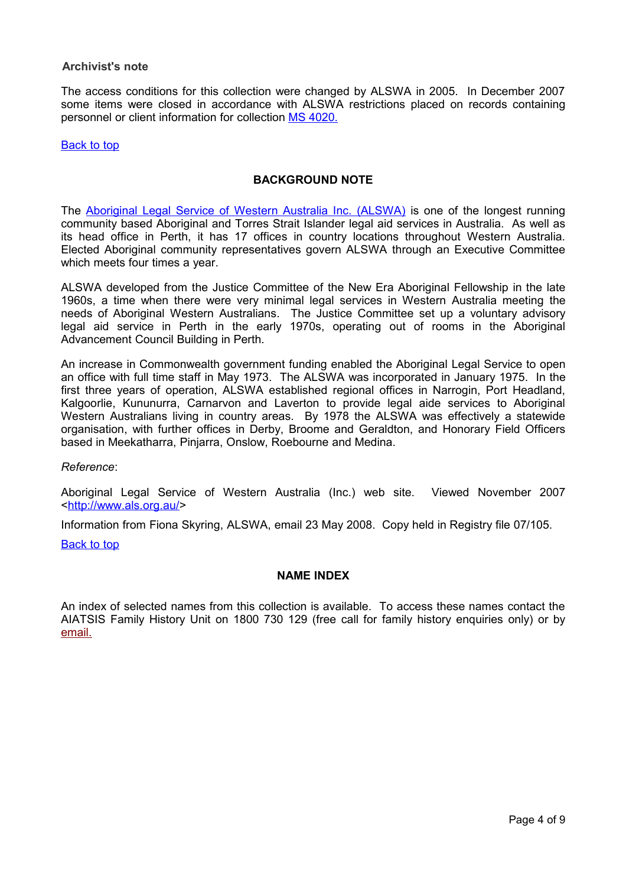### Archivist's note

The access conditions for this collection were changed by ALSWA in 2005. In December 2007 some items were closed in accordance with ALSWA restrictions placed on records containing personnel or client information for collection MS 4020.

Back to top

## BACKGROUND NOTE

The Aboriginal Legal Service of Western Australia Inc. (ALSWA) is one of the longest running community based Aboriginal and Torres Strait Islander legal aid services in Australia. As well as its head office in Perth, it has 17 offices in country locations throughout Western Australia. Elected Aboriginal community representatives govern ALSWA through an Executive Committee which meets four times a year.

ALSWA developed from the Justice Committee of the New Era Aboriginal Fellowship in the late 1960s, a time when there were very minimal legal services in Western Australia meeting the needs of Aboriginal Western Australians. The Justice Committee set up a voluntary advisory legal aid service in Perth in the early 1970s, operating out of rooms in the Aboriginal Advancement Council Building in Perth.

An increase in Commonwealth government funding enabled the Aboriginal Legal Service to open an office with full time staff in May 1973. The ALSWA was incorporated in January 1975. In the first three years of operation, ALSWA established regional offices in Narrogin, Port Headland, Kalgoorlie, Kununurra, Carnarvon and Laverton to provide legal aide services to Aboriginal Western Australians living in country areas. By 1978 the ALSWA was effectively a statewide organisation, with further offices in Derby, Broome and Geraldton, and Honorary Field Officers based in Meekatharra, Pinjarra, Onslow, Roebourne and Medina.

*Reference*:

Aboriginal Legal Service of Western Australia (Inc.) web site. Viewed November 2007 <http://www.als.org.au/>

Information from Fiona Skyring, ALSWA, email 23 May 2008. Copy held in Registry file 07/105.

Back to top

## NAME INDEX

An index of selected names from this collection is available. To access these names contact the AIATSIS Family History Unit on 1800 730 129 (free call for family history enquiries only) or by email.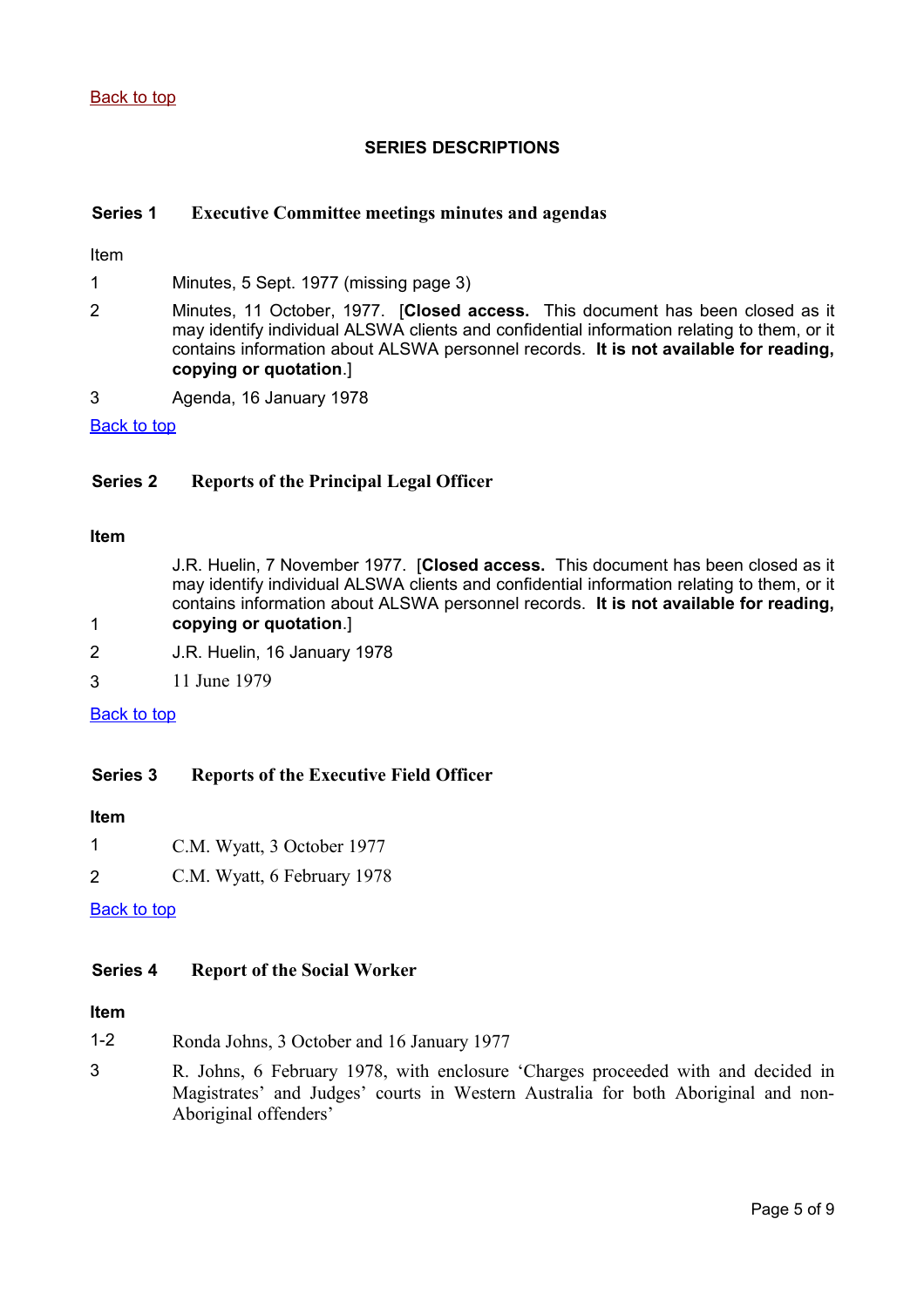Back to top

## SERIES DESCRIPTIONS

### Series 1 Executive Committee meetings minutes and agendas

| Item | |
|---|---|
| 1 | Minutes, 5 Sept. 1977 (missing page 3) |
| 2 | Minutes, 11 October, 1977. [**Closed access.** This document has been closed as it may identify individual ALSWA clients and confidential information relating to them, or it contains information about ALSWA personnel records. **It is not available for reading, copying or quotation**.] |
| 3 | Agenda, 16 January 1978 |

Back to top

### Series 2 Reports of the Principal Legal Officer

| **Item** | |
|---|---|
| 1 | J.R. Huelin, 7 November 1977. [**Closed access.** This document has been closed as it may identify individual ALSWA clients and confidential information relating to them, or it contains information about ALSWA personnel records. **It is not available for reading, copying or quotation**.] |
| 2 | J.R. Huelin, 16 January 1978 |
| 3 | 11 June 1979 |

Back to top

### Series 3 Reports of the Executive Field Officer

| **Item** | |
|---|---|
| 1 | C.M. Wyatt, 3 October 1977 |
| 2 | C.M. Wyatt, 6 February 1978 |

Back to top

### Series 4 Report of the Social Worker

| **Item** | |
|---|---|
| 1-2 | Ronda Johns, 3 October and 16 January 1977 |
| 3 | R. Johns, 6 February 1978, with enclosure 'Charges proceeded with and decided in Magistrates' and Judges' courts in Western Australia for both Aboriginal and non-Aboriginal offenders' |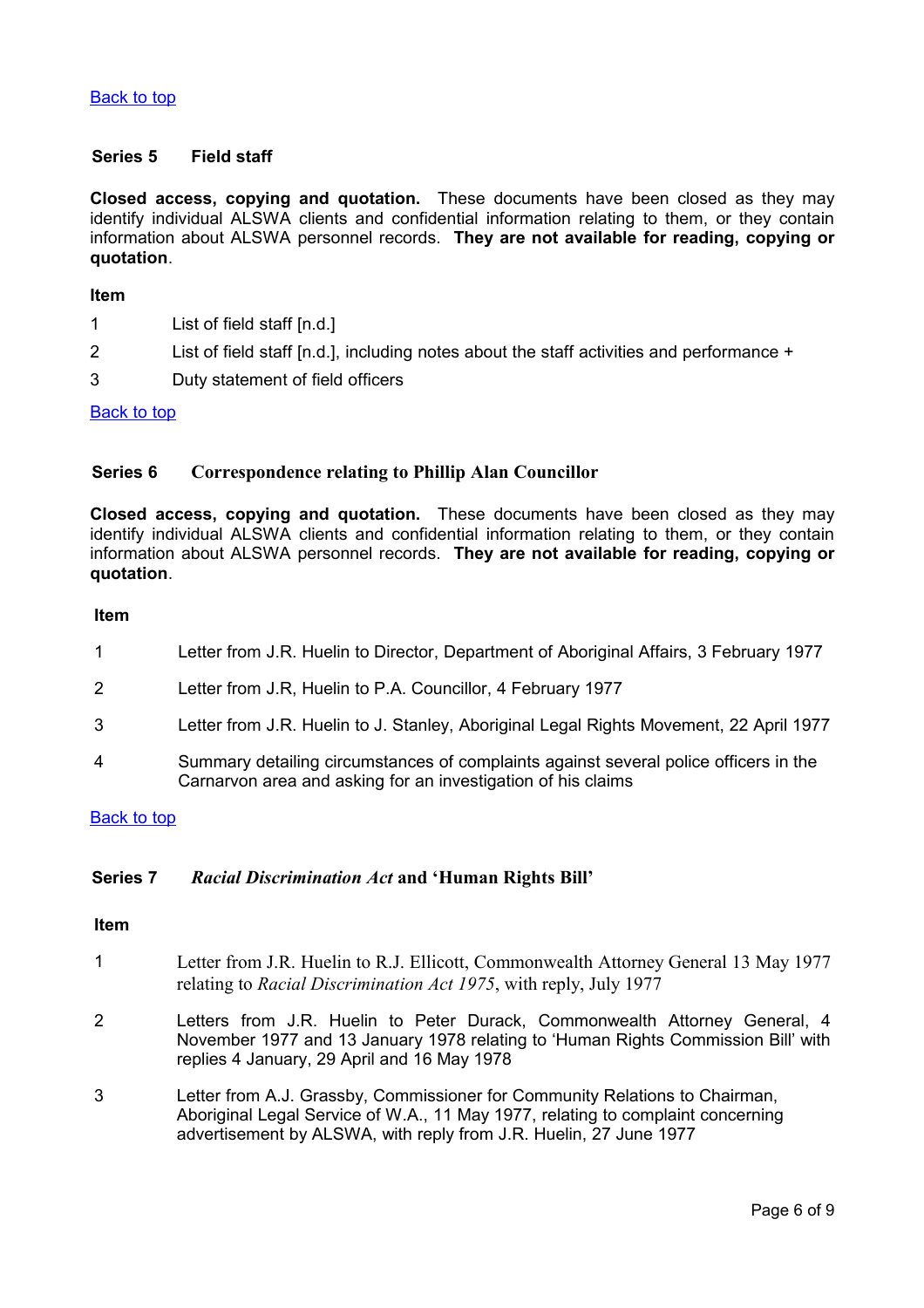Back to top

### Series 5 Field staff

**Closed access, copying and quotation.** These documents have been closed as they may identify individual ALSWA clients and confidential information relating to them, or they contain information about ALSWA personnel records. **They are not available for reading, copying or quotation**.

| Item | |
|---|---|
| 1 | List of field staff [n.d.] |
| 2 | List of field staff [n.d.], including notes about the staff activities and performance + |
| 3 | Duty statement of field officers |

Back to top

### Series 6 Correspondence relating to Phillip Alan Councillor

**Closed access, copying and quotation.** These documents have been closed as they may identify individual ALSWA clients and confidential information relating to them, or they contain information about ALSWA personnel records. **They are not available for reading, copying or quotation**.

| Item | |
|---|---|
| 1 | Letter from J.R. Huelin to Director, Department of Aboriginal Affairs, 3 February 1977 |
| 2 | Letter from J.R, Huelin to P.A. Councillor, 4 February 1977 |
| 3 | Letter from J.R. Huelin to J. Stanley, Aboriginal Legal Rights Movement, 22 April 1977 |
| 4 | Summary detailing circumstances of complaints against several police officers in the Carnarvon area and asking for an investigation of his claims |

Back to top

### Series 7 *Racial Discrimination Act* and 'Human Rights Bill'

| Item | |
|---|---|
| 1 | Letter from J.R. Huelin to R.J. Ellicott, Commonwealth Attorney General 13 May 1977 relating to *Racial Discrimination Act 1975*, with reply, July 1977 |
| 2 | Letters from J.R. Huelin to Peter Durack, Commonwealth Attorney General, 4 November 1977 and 13 January 1978 relating to 'Human Rights Commission Bill' with replies 4 January, 29 April and 16 May 1978 |
| 3 | Letter from A.J. Grassby, Commissioner for Community Relations to Chairman, Aboriginal Legal Service of W.A., 11 May 1977, relating to complaint concerning advertisement by ALSWA, with reply from J.R. Huelin, 27 June 1977 |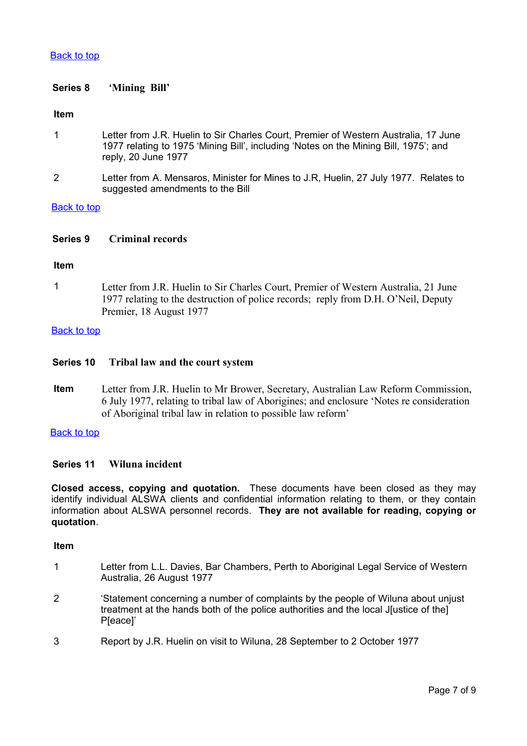Back to top

## Series 8 'Mining Bill'

**Item**

1 Letter from J.R. Huelin to Sir Charles Court, Premier of Western Australia, 17 June 1977 relating to 1975 'Mining Bill', including 'Notes on the Mining Bill, 1975'; and reply, 20 June 1977

2 Letter from A. Mensaros, Minister for Mines to J.R, Huelin, 27 July 1977. Relates to suggested amendments to the Bill

Back to top

## Series 9 Criminal records

**Item**

1 Letter from J.R. Huelin to Sir Charles Court, Premier of Western Australia, 21 June 1977 relating to the destruction of police records; reply from D.H. O'Neil, Deputy Premier, 18 August 1977

Back to top

## Series 10 Tribal law and the court system

**Item** Letter from J.R. Huelin to Mr Brower, Secretary, Australian Law Reform Commission, 6 July 1977, relating to tribal law of Aborigines; and enclosure 'Notes re consideration of Aboriginal tribal law in relation to possible law reform'

Back to top

## Series 11 Wiluna incident

**Closed access, copying and quotation.** These documents have been closed as they may identify individual ALSWA clients and confidential information relating to them, or they contain information about ALSWA personnel records. **They are not available for reading, copying or quotation**.

**Item**

1 Letter from L.L. Davies, Bar Chambers, Perth to Aboriginal Legal Service of Western Australia, 26 August 1977

2 'Statement concerning a number of complaints by the people of Wiluna about unjust treatment at the hands both of the police authorities and the local J[ustice of the] P[eace]'

3 Report by J.R. Huelin on visit to Wiluna, 28 September to 2 October 1977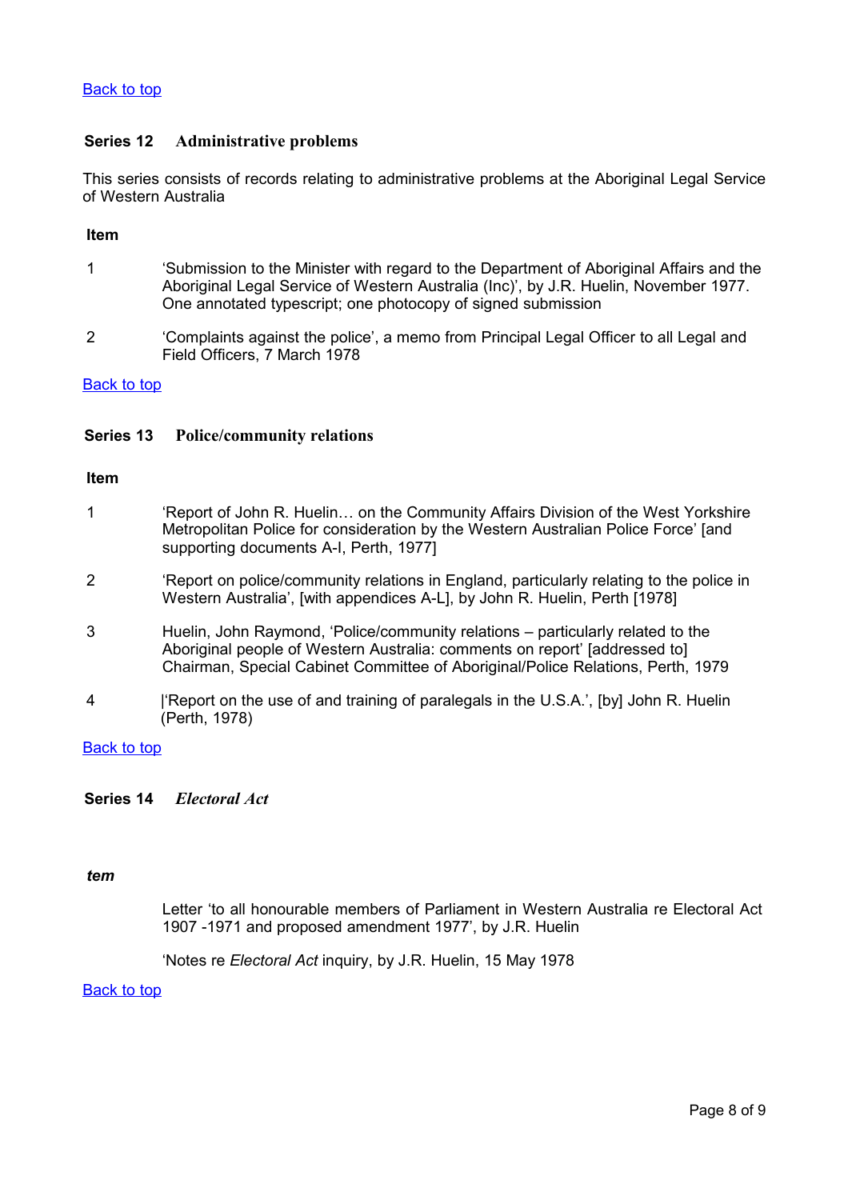[Back to top](#)

### Series 12 Administrative problems

This series consists of records relating to administrative problems at the Aboriginal Legal Service of Western Australia

**Item**

1 ‘Submission to the Minister with regard to the Department of Aboriginal Affairs and the Aboriginal Legal Service of Western Australia (Inc)’, by J.R. Huelin, November 1977. One annotated typescript; one photocopy of signed submission

2 ‘Complaints against the police’, a memo from Principal Legal Officer to all Legal and Field Officers, 7 March 1978

[Back to top](#)

### Series 13 Police/community relations

**Item**

1 ‘Report of John R. Huelin… on the Community Affairs Division of the West Yorkshire Metropolitan Police for consideration by the Western Australian Police Force’ [and supporting documents A-I, Perth, 1977]

2 ‘Report on police/community relations in England, particularly relating to the police in Western Australia’, [with appendices A-L], by John R. Huelin, Perth [1978]

3 Huelin, John Raymond, ‘Police/community relations – particularly related to the Aboriginal people of Western Australia: comments on report’ [addressed to] Chairman, Special Cabinet Committee of Aboriginal/Police Relations, Perth, 1979

4 |‘Report on the use of and training of paralegals in the U.S.A.’, [by] John R. Huelin (Perth, 1978)

[Back to top](#)

### Series 14 *Electoral Act*

***tem***

Letter ‘to all honourable members of Parliament in Western Australia re Electoral Act 1907 -1971 and proposed amendment 1977’, by J.R. Huelin

‘Notes re *Electoral Act* inquiry, by J.R. Huelin, 15 May 1978

[Back to top](#)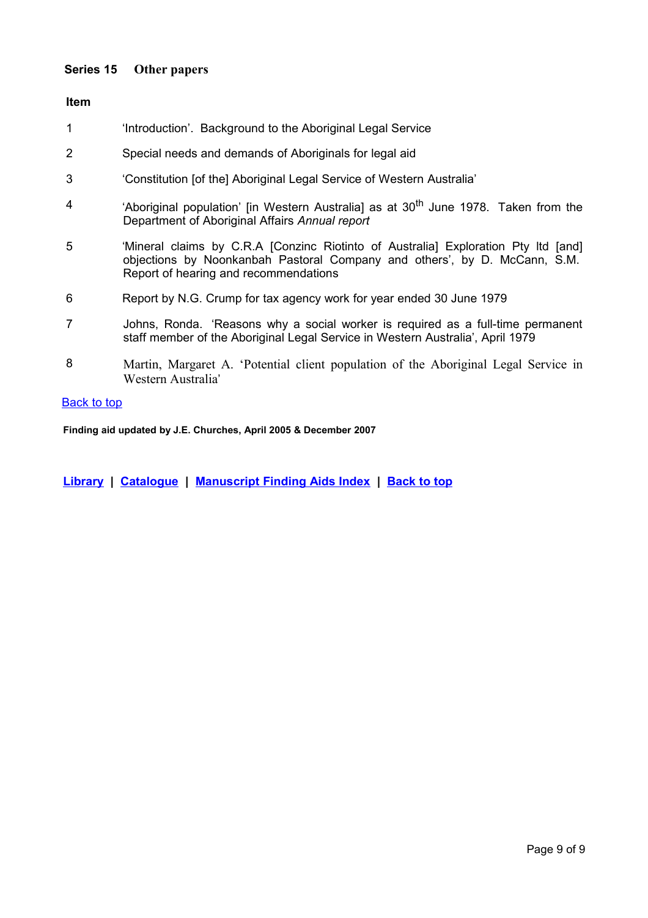## Series 15 Other papers

**Item**

| | |
|---|---|
| 1 | 'Introduction'. Background to the Aboriginal Legal Service |
| 2 | Special needs and demands of Aboriginals for legal aid |
| 3 | 'Constitution [of the] Aboriginal Legal Service of Western Australia' |
| 4 | 'Aboriginal population' [in Western Australia] as at 30th June 1978. Taken from the Department of Aboriginal Affairs *Annual report* |
| 5 | 'Mineral claims by C.R.A [Conzinc Riotinto of Australia] Exploration Pty ltd [and] objections by Noonkanbah Pastoral Company and others', by D. McCann, S.M. Report of hearing and recommendations |
| 6 | Report by N.G. Crump for tax agency work for year ended 30 June 1979 |
| 7 | Johns, Ronda. 'Reasons why a social worker is required as a full-time permanent staff member of the Aboriginal Legal Service in Western Australia', April 1979 |
| 8 | Martin, Margaret A. 'Potential client population of the Aboriginal Legal Service in Western Australia' |

Back to top

**Finding aid updated by J.E. Churches, April 2005 & December 2007**

**Library | Catalogue | Manuscript Finding Aids Index | Back to top**